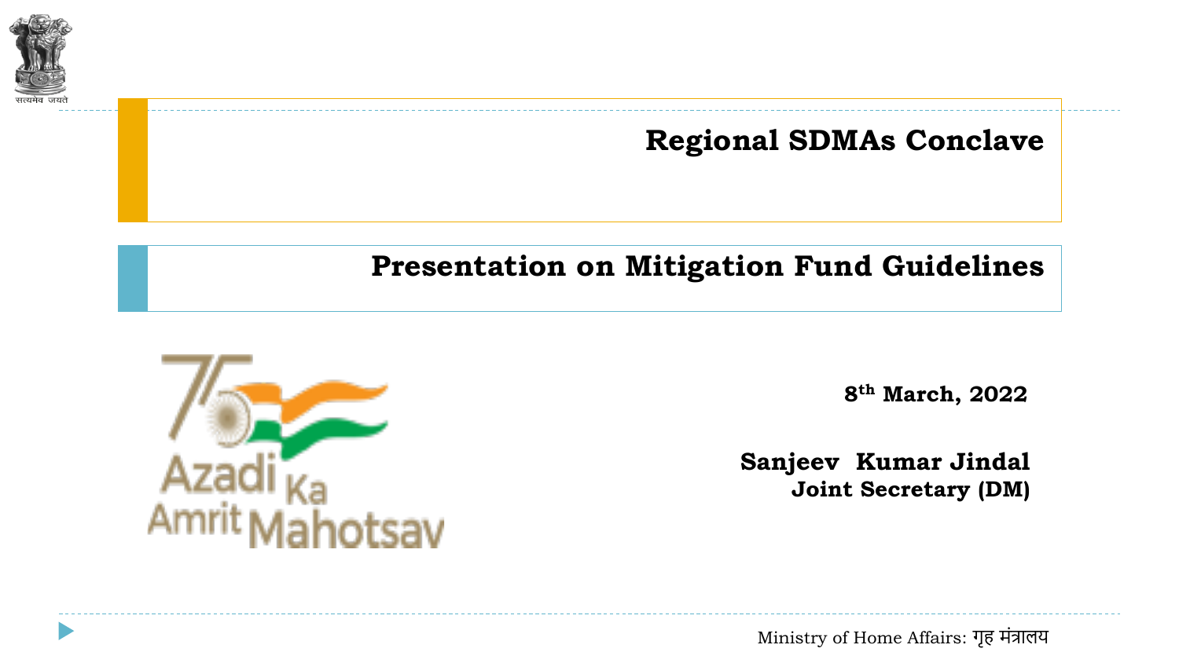# Regional SDMAs Conclave

## Presentation on Mitigation Fund Guidelines

8th March, 2022

**Sanjeev Kumar Jindal**
**Joint Secretary (DM)**

Ministry of Home Affairs: गृह मंत्रालय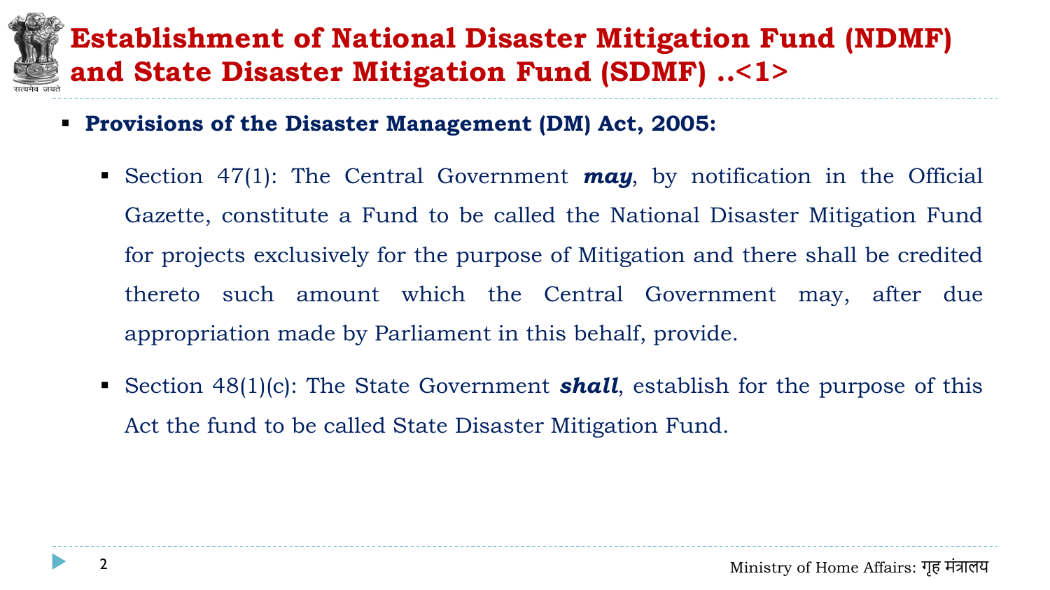# Establishment of National Disaster Mitigation Fund (NDMF) and State Disaster Mitigation Fund (SDMF) ..<1>

- **Provisions of the Disaster Management (DM) Act, 2005:**
  - Section 47(1): The Central Government ***may***, by notification in the Official Gazette, constitute a Fund to be called the National Disaster Mitigation Fund for projects exclusively for the purpose of Mitigation and there shall be credited thereto such amount which the Central Government may, after due appropriation made by Parliament in this behalf, provide.
  - Section 48(1)(c): The State Government ***shall***, establish for the purpose of this Act the fund to be called State Disaster Mitigation Fund.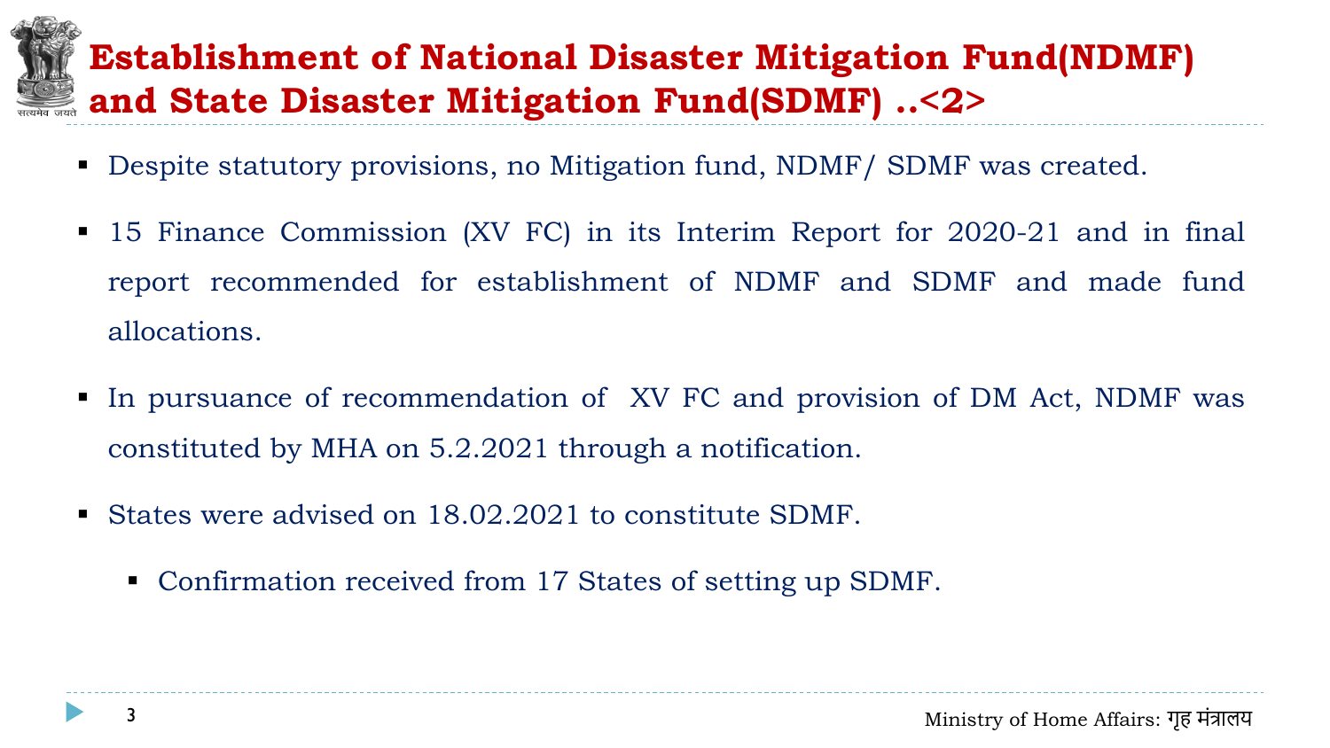# Establishment of National Disaster Mitigation Fund(NDMF) and State Disaster Mitigation Fund(SDMF) ..<2>

- Despite statutory provisions, no Mitigation fund, NDMF/ SDMF was created.
- 15 Finance Commission (XV FC) in its Interim Report for 2020-21 and in final report recommended for establishment of NDMF and SDMF and made fund allocations.
- In pursuance of recommendation of XV FC and provision of DM Act, NDMF was constituted by MHA on 5.2.2021 through a notification.
- States were advised on 18.02.2021 to constitute SDMF.
  - Confirmation received from 17 States of setting up SDMF.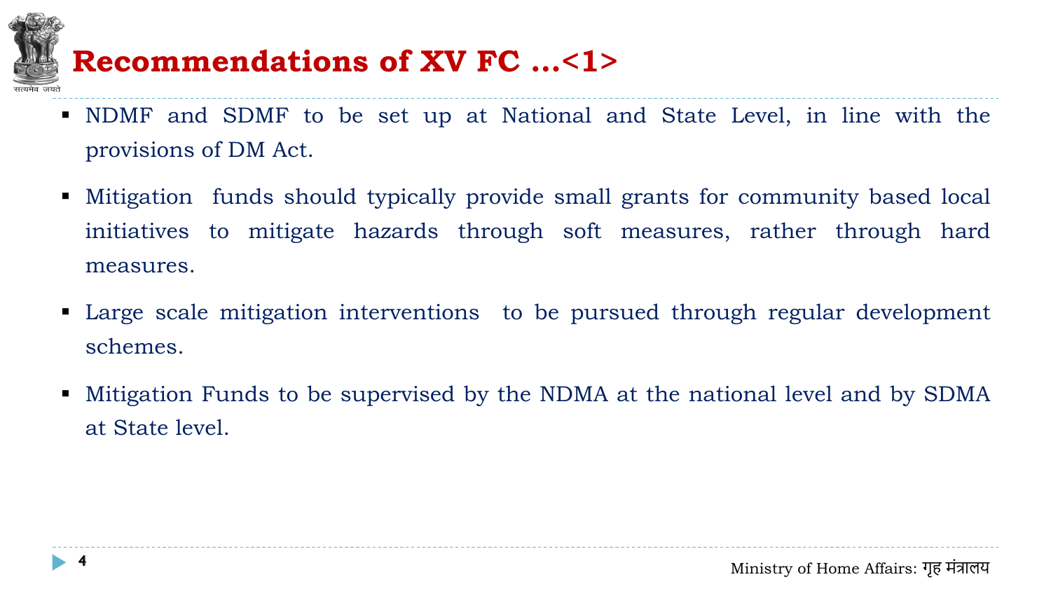# Recommendations of XV FC …<1>

- NDMF and SDMF to be set up at National and State Level, in line with the provisions of DM Act.
- Mitigation funds should typically provide small grants for community based local initiatives to mitigate hazards through soft measures, rather through hard measures.
- Large scale mitigation interventions to be pursued through regular development schemes.
- Mitigation Funds to be supervised by the NDMA at the national level and by SDMA at State level.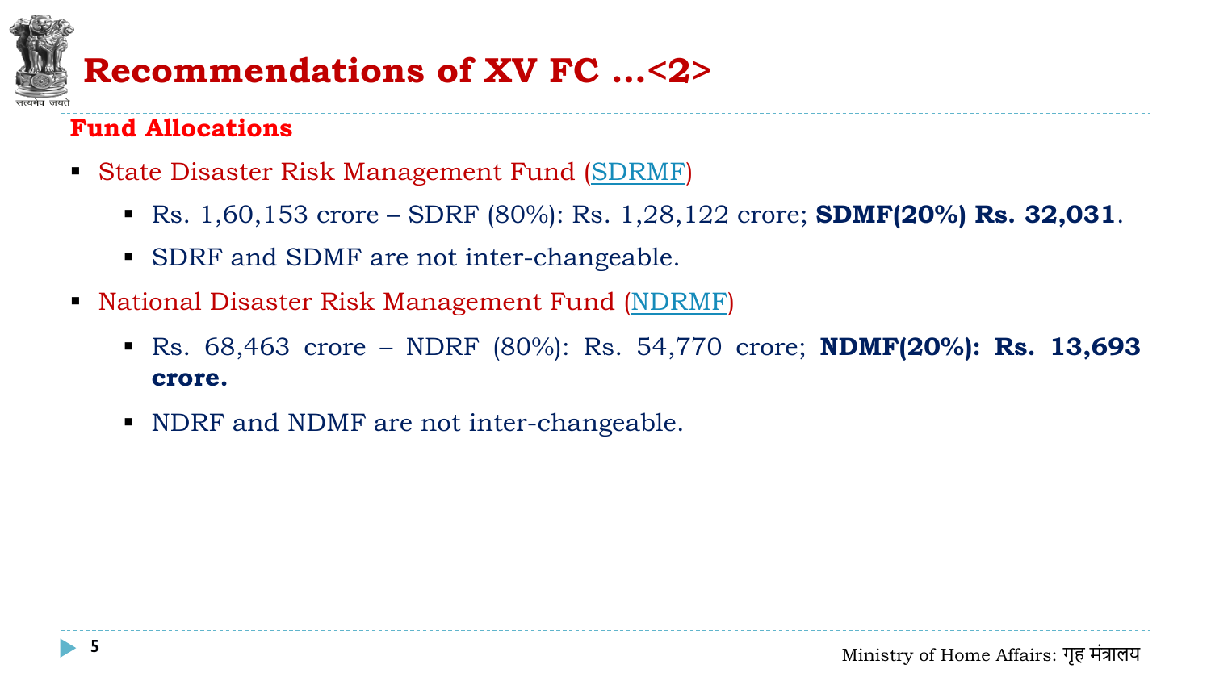# Recommendations of XV FC ...<2>

## Fund Allocations

- State Disaster Risk Management Fund (SDRMF)
  - Rs. 1,60,153 crore – SDRF (80%): Rs. 1,28,122 crore; **SDMF(20%) Rs. 32,031**.
  - SDRF and SDMF are not inter-changeable.
- National Disaster Risk Management Fund (NDRMF)
  - Rs. 68,463 crore – NDRF (80%): Rs. 54,770 crore; **NDMF(20%): Rs. 13,693 crore.**
  - NDRF and NDMF are not inter-changeable.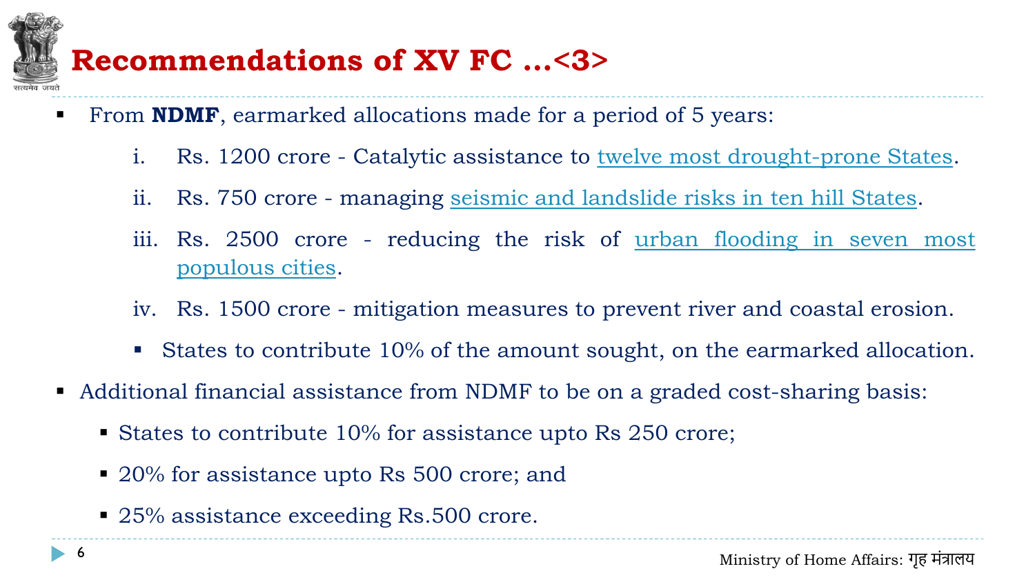# Recommendations of XV FC ...<3>

- From **NDMF**, earmarked allocations made for a period of 5 years:

  i. Rs. 1200 crore - Catalytic assistance to twelve most drought-prone States.

  ii. Rs. 750 crore - managing seismic and landslide risks in ten hill States.

  iii. Rs. 2500 crore - reducing the risk of urban flooding in seven most populous cities.

  iv. Rs. 1500 crore - mitigation measures to prevent river and coastal erosion.

  - States to contribute 10% of the amount sought, on the earmarked allocation.

- Additional financial assistance from NDMF to be on a graded cost-sharing basis:
  - States to contribute 10% for assistance upto Rs 250 crore;
  - 20% for assistance upto Rs 500 crore; and
  - 25% assistance exceeding Rs.500 crore.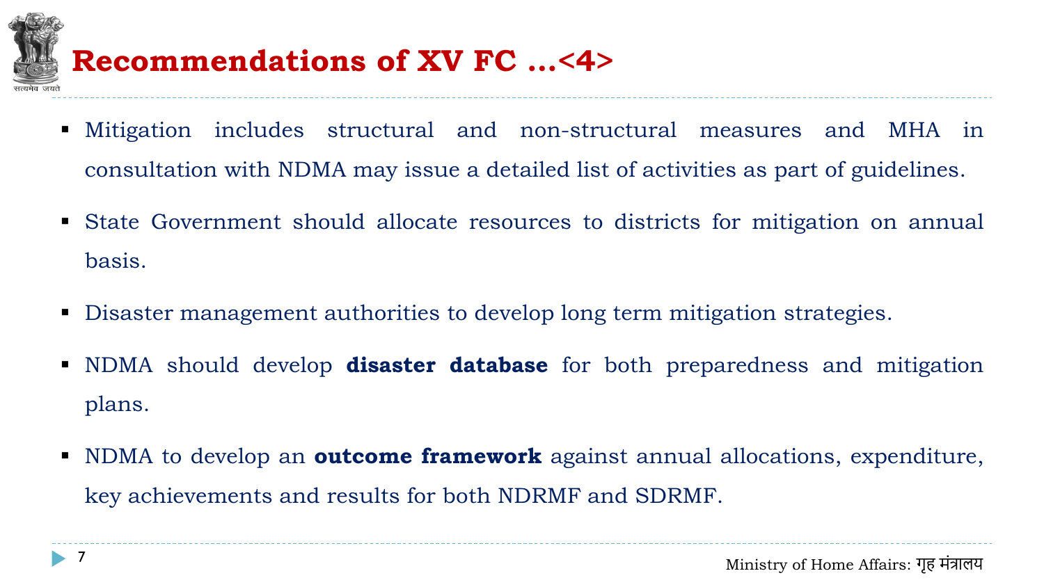# Recommendations of XV FC ...<4>

- Mitigation includes structural and non-structural measures and MHA in consultation with NDMA may issue a detailed list of activities as part of guidelines.
- State Government should allocate resources to districts for mitigation on annual basis.
- Disaster management authorities to develop long term mitigation strategies.
- NDMA should develop **disaster database** for both preparedness and mitigation plans.
- NDMA to develop an **outcome framework** against annual allocations, expenditure, key achievements and results for both NDRMF and SDRMF.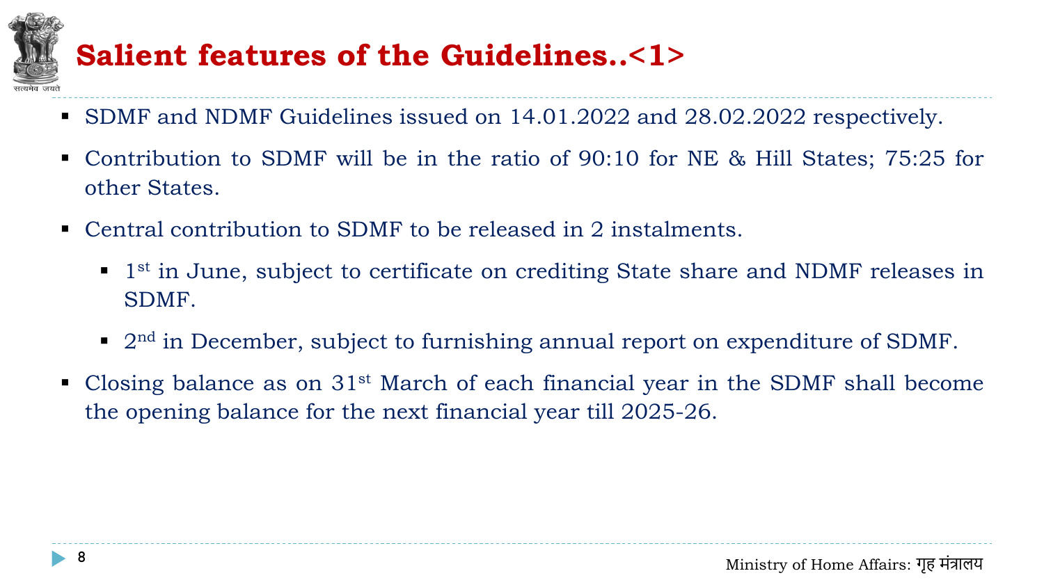# Salient features of the Guidelines..<1>

- SDMF and NDMF Guidelines issued on 14.01.2022 and 28.02.2022 respectively.
- Contribution to SDMF will be in the ratio of 90:10 for NE & Hill States; 75:25 for other States.
- Central contribution to SDMF to be released in 2 instalments.
  - 1st in June, subject to certificate on crediting State share and NDMF releases in SDMF.
  - 2nd in December, subject to furnishing annual report on expenditure of SDMF.
- Closing balance as on 31st March of each financial year in the SDMF shall become the opening balance for the next financial year till 2025-26.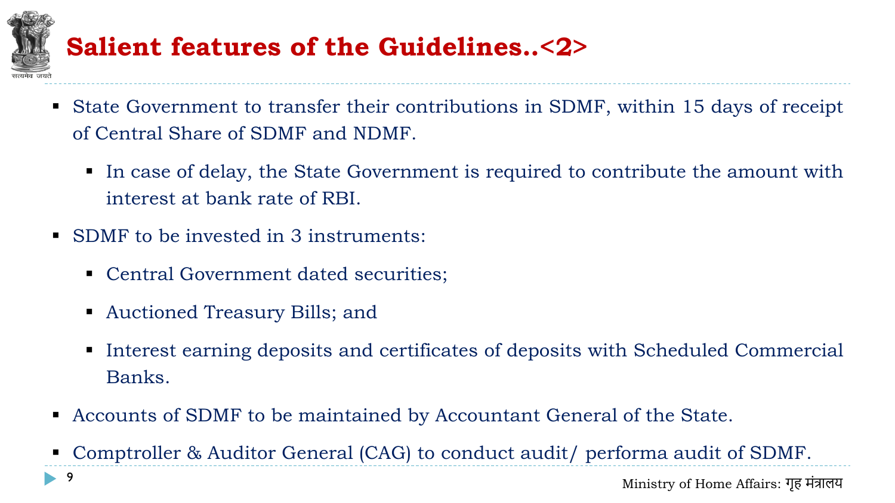# Salient features of the Guidelines..<2>

- State Government to transfer their contributions in SDMF, within 15 days of receipt of Central Share of SDMF and NDMF.
  - In case of delay, the State Government is required to contribute the amount with interest at bank rate of RBI.
- SDMF to be invested in 3 instruments:
  - Central Government dated securities;
  - Auctioned Treasury Bills; and
  - Interest earning deposits and certificates of deposits with Scheduled Commercial Banks.
- Accounts of SDMF to be maintained by Accountant General of the State.
- Comptroller & Auditor General (CAG) to conduct audit/ performa audit of SDMF.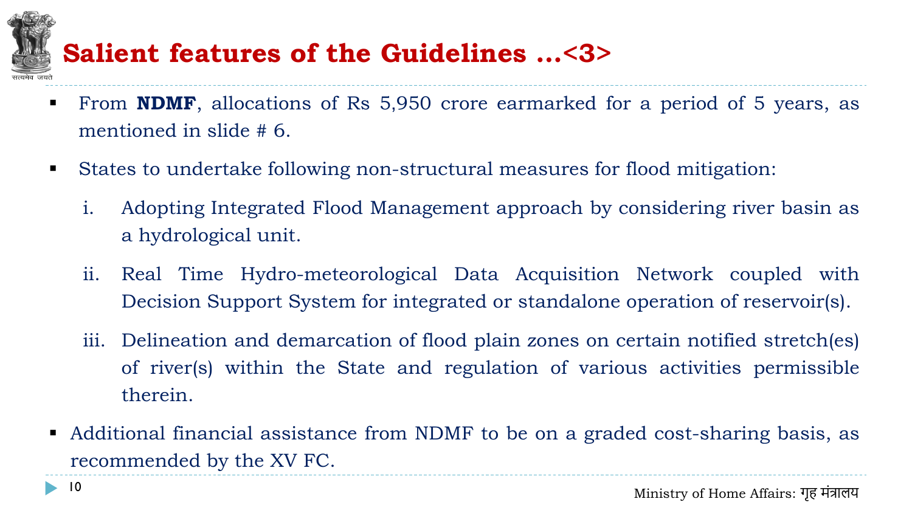# Salient features of the Guidelines ...<3>

- From **NDMF**, allocations of Rs 5,950 crore earmarked for a period of 5 years, as mentioned in slide # 6.
- States to undertake following non-structural measures for flood mitigation:
  1. Adopting Integrated Flood Management approach by considering river basin as a hydrological unit.
  2. Real Time Hydro-meteorological Data Acquisition Network coupled with Decision Support System for integrated or standalone operation of reservoir(s).
  3. Delineation and demarcation of flood plain zones on certain notified stretch(es) of river(s) within the State and regulation of various activities permissible therein.
- Additional financial assistance from NDMF to be on a graded cost-sharing basis, as recommended by the XV FC.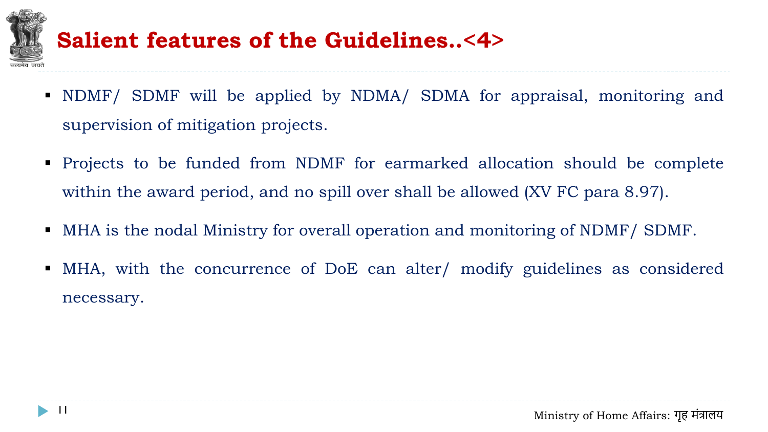# Salient features of the Guidelines..<4>

- NDMF/ SDMF will be applied by NDMA/ SDMA for appraisal, monitoring and supervision of mitigation projects.
- Projects to be funded from NDMF for earmarked allocation should be complete within the award period, and no spill over shall be allowed (XV FC para 8.97).
- MHA is the nodal Ministry for overall operation and monitoring of NDMF/ SDMF.
- MHA, with the concurrence of DoE can alter/ modify guidelines as considered necessary.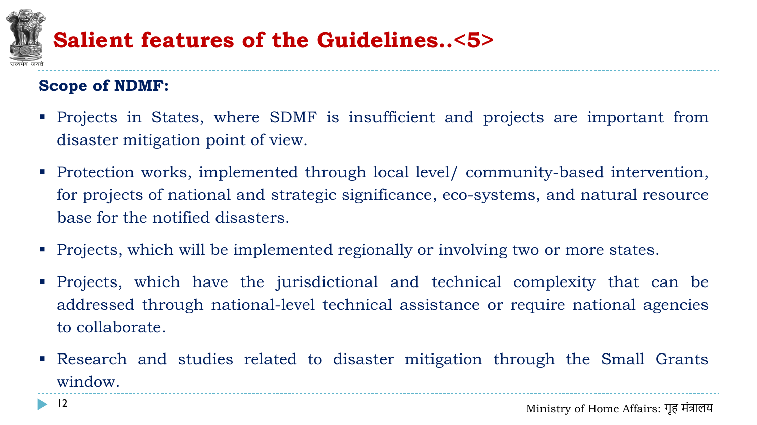# Salient features of the Guidelines..<5>

**Scope of NDMF:**

- Projects in States, where SDMF is insufficient and projects are important from disaster mitigation point of view.
- Protection works, implemented through local level/ community-based intervention, for projects of national and strategic significance, eco-systems, and natural resource base for the notified disasters.
- Projects, which will be implemented regionally or involving two or more states.
- Projects, which have the jurisdictional and technical complexity that can be addressed through national-level technical assistance or require national agencies to collaborate.
- Research and studies related to disaster mitigation through the Small Grants window.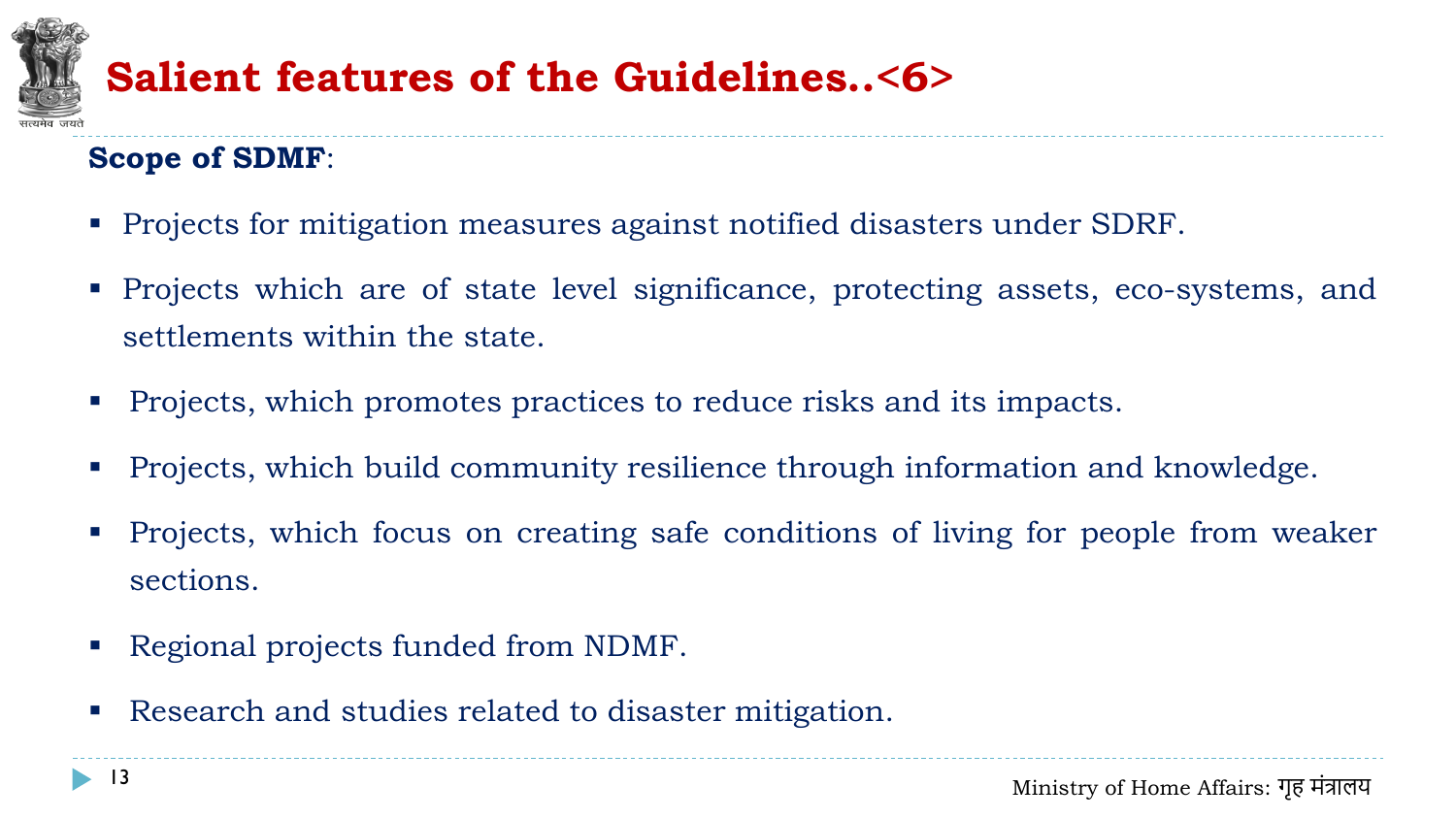# Salient features of the Guidelines..<6>

**Scope of SDMF**:

- Projects for mitigation measures against notified disasters under SDRF.
- Projects which are of state level significance, protecting assets, eco-systems, and settlements within the state.
- Projects, which promotes practices to reduce risks and its impacts.
- Projects, which build community resilience through information and knowledge.
- Projects, which focus on creating safe conditions of living for people from weaker sections.
- Regional projects funded from NDMF.
- Research and studies related to disaster mitigation.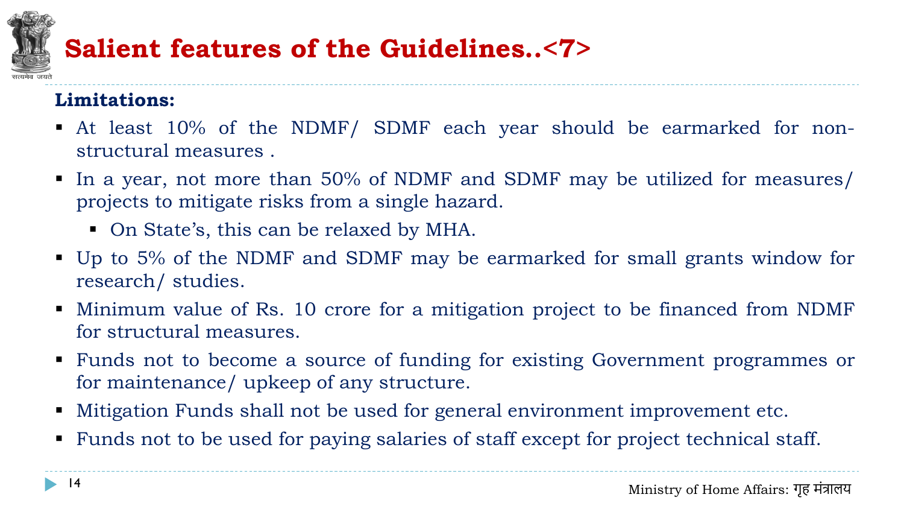# Salient features of the Guidelines..<7>

**Limitations:**

- At least 10% of the NDMF/ SDMF each year should be earmarked for non-structural measures .
- In a year, not more than 50% of NDMF and SDMF may be utilized for measures/ projects to mitigate risks from a single hazard.
  - On State's, this can be relaxed by MHA.
- Up to 5% of the NDMF and SDMF may be earmarked for small grants window for research/ studies.
- Minimum value of Rs. 10 crore for a mitigation project to be financed from NDMF for structural measures.
- Funds not to become a source of funding for existing Government programmes or for maintenance/ upkeep of any structure.
- Mitigation Funds shall not be used for general environment improvement etc.
- Funds not to be used for paying salaries of staff except for project technical staff.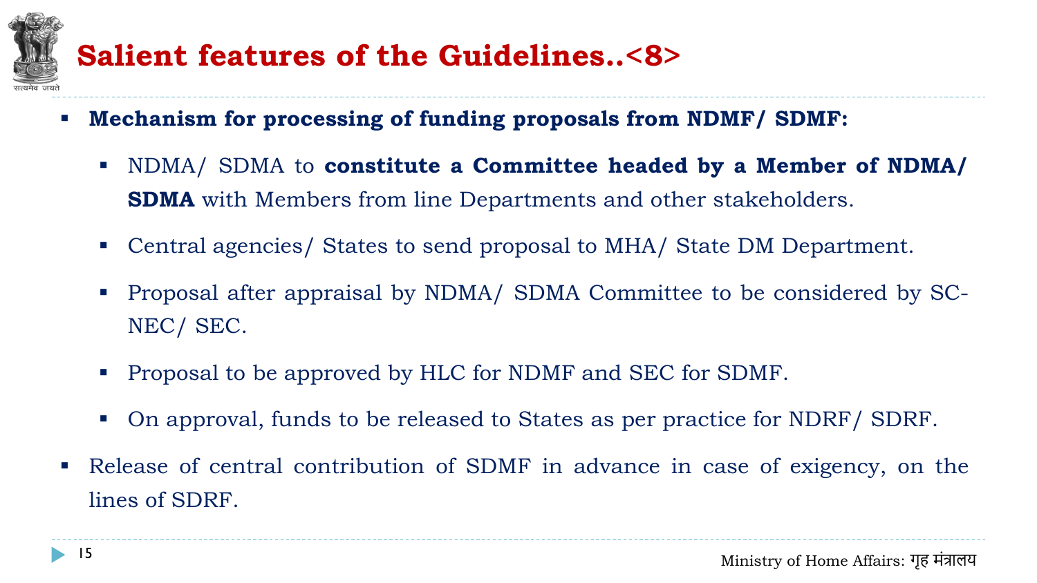# Salient features of the Guidelines..<8>

- **Mechanism for processing of funding proposals from NDMF/ SDMF:**
  - NDMA/ SDMA to **constitute a Committee headed by a Member of NDMA/ SDMA** with Members from line Departments and other stakeholders.
  - Central agencies/ States to send proposal to MHA/ State DM Department.
  - Proposal after appraisal by NDMA/ SDMA Committee to be considered by SC-NEC/ SEC.
  - Proposal to be approved by HLC for NDMF and SEC for SDMF.
  - On approval, funds to be released to States as per practice for NDRF/ SDRF.
- Release of central contribution of SDMF in advance in case of exigency, on the lines of SDRF.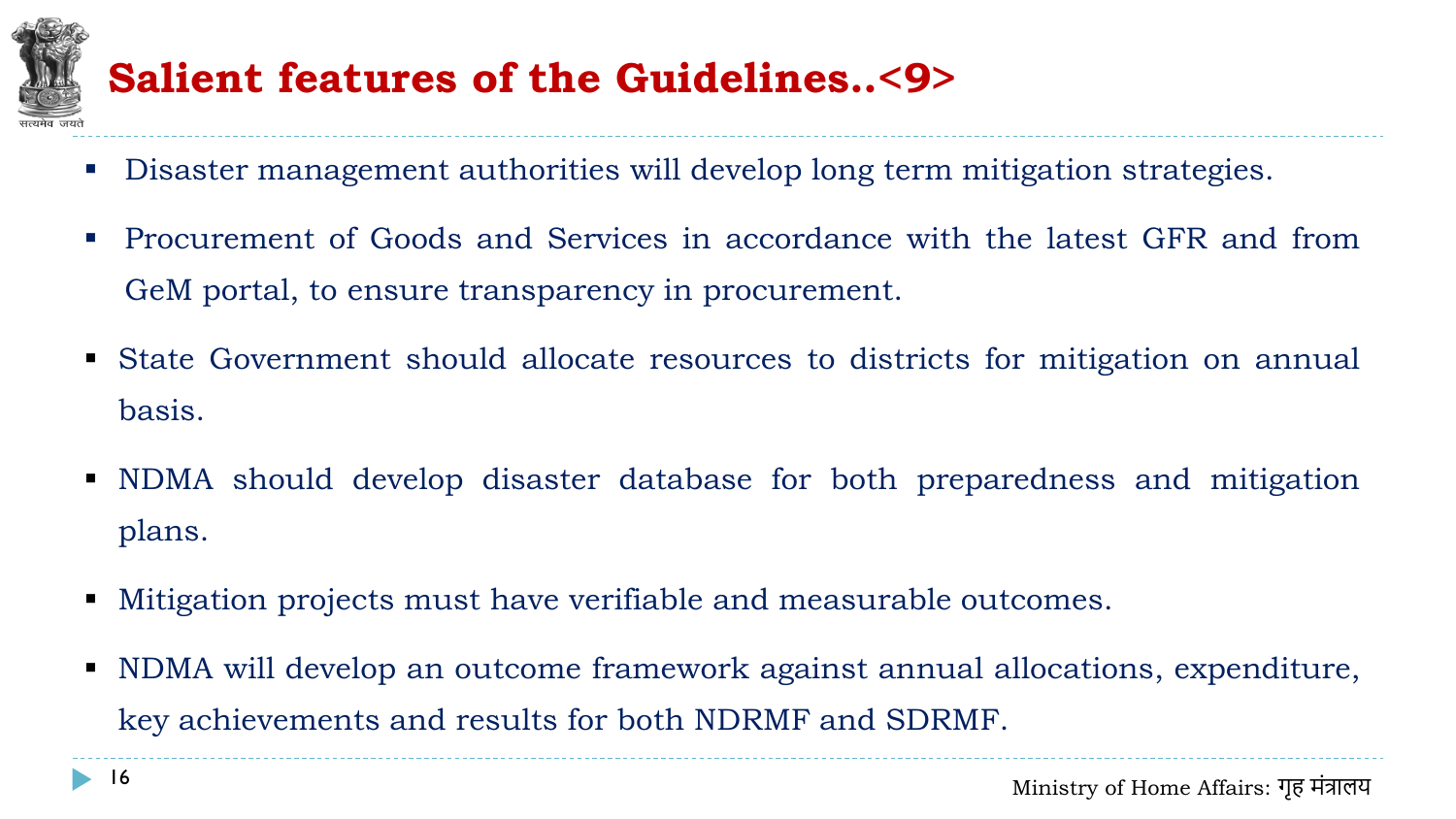# Salient features of the Guidelines..<9>

- Disaster management authorities will develop long term mitigation strategies.
- Procurement of Goods and Services in accordance with the latest GFR and from GeM portal, to ensure transparency in procurement.
- State Government should allocate resources to districts for mitigation on annual basis.
- NDMA should develop disaster database for both preparedness and mitigation plans.
- Mitigation projects must have verifiable and measurable outcomes.
- NDMA will develop an outcome framework against annual allocations, expenditure, key achievements and results for both NDRMF and SDRMF.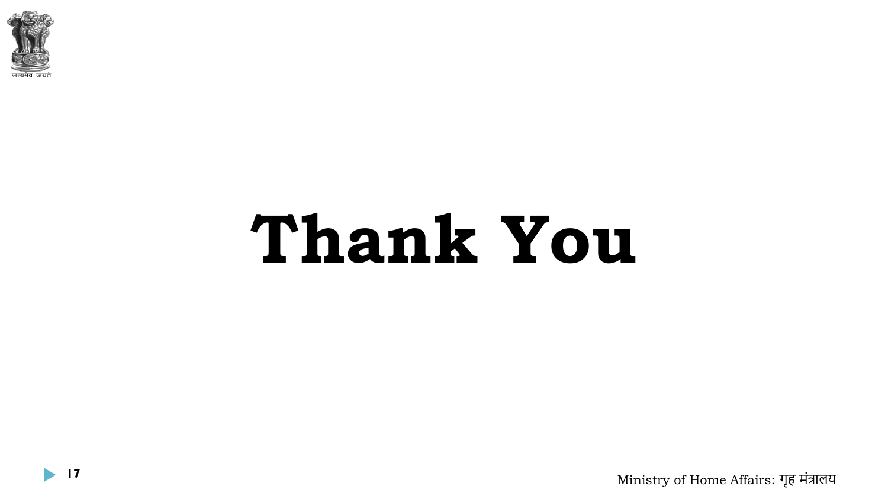# Thank You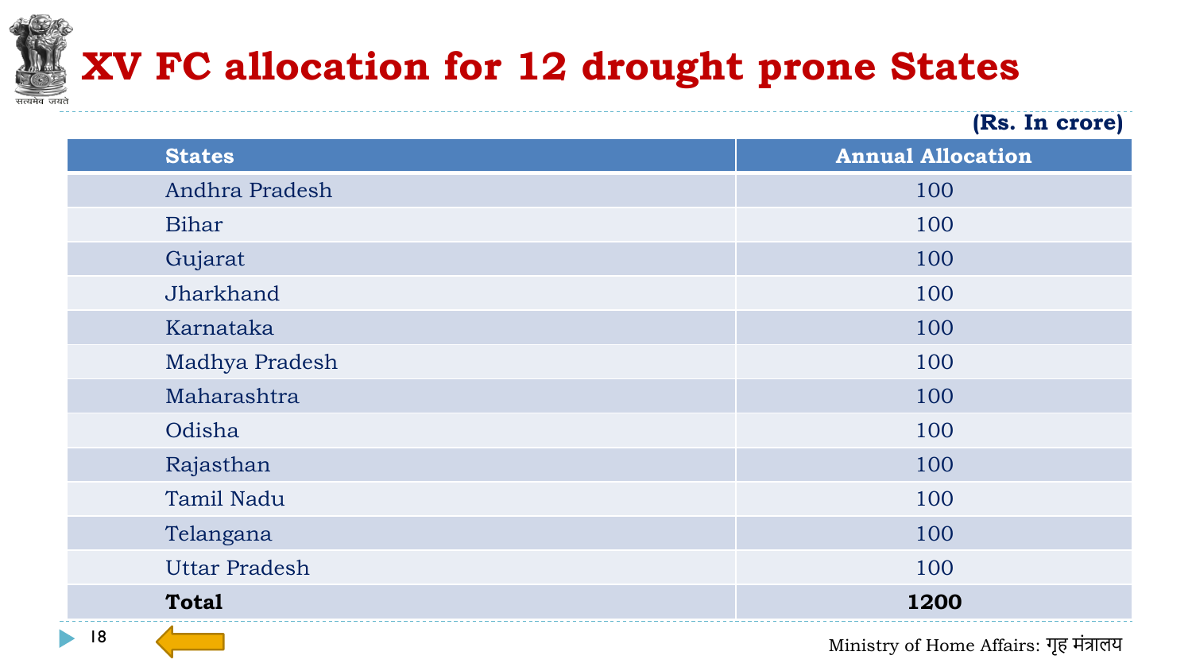# XV FC allocation for 12 drought prone States

**(Rs. In crore)**

| States | Annual Allocation |
|---|---|
| Andhra Pradesh | 100 |
| Bihar | 100 |
| Gujarat | 100 |
| Jharkhand | 100 |
| Karnataka | 100 |
| Madhya Pradesh | 100 |
| Maharashtra | 100 |
| Odisha | 100 |
| Rajasthan | 100 |
| Tamil Nadu | 100 |
| Telangana | 100 |
| Uttar Pradesh | 100 |
| **Total** | **1200** |

Ministry of Home Affairs: गृह मंत्रालय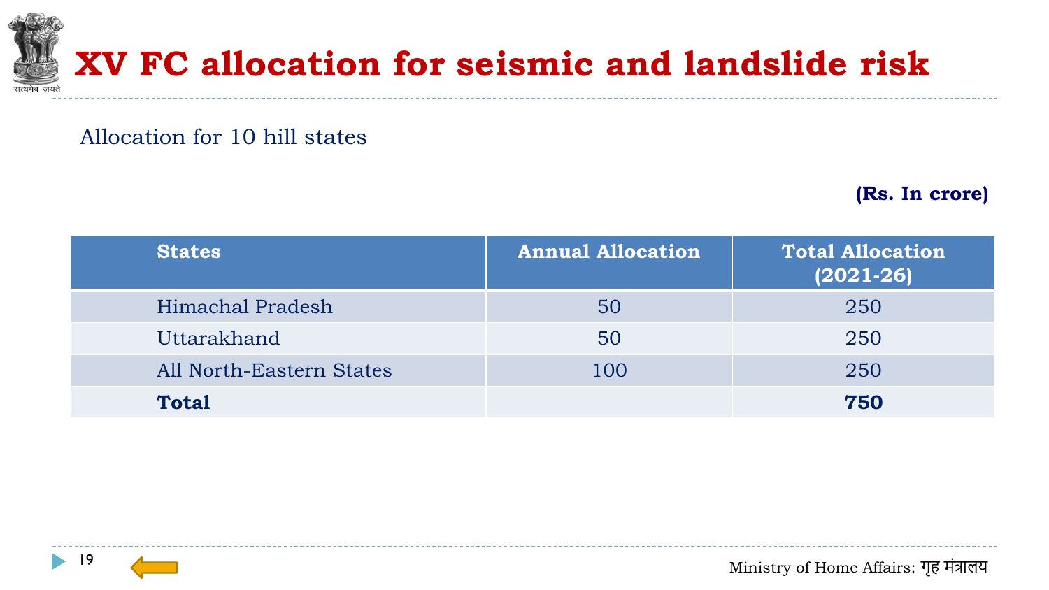# XV FC allocation for seismic and landslide risk

Allocation for 10 hill states

**(Rs. In crore)**

| States | Annual Allocation | Total Allocation (2021-26) |
|---|---|---|
| Himachal Pradesh | 50 | 250 |
| Uttarakhand | 50 | 250 |
| All North-Eastern States | 100 | 250 |
| **Total** | | **750** |

Ministry of Home Affairs: गृह मंत्रालय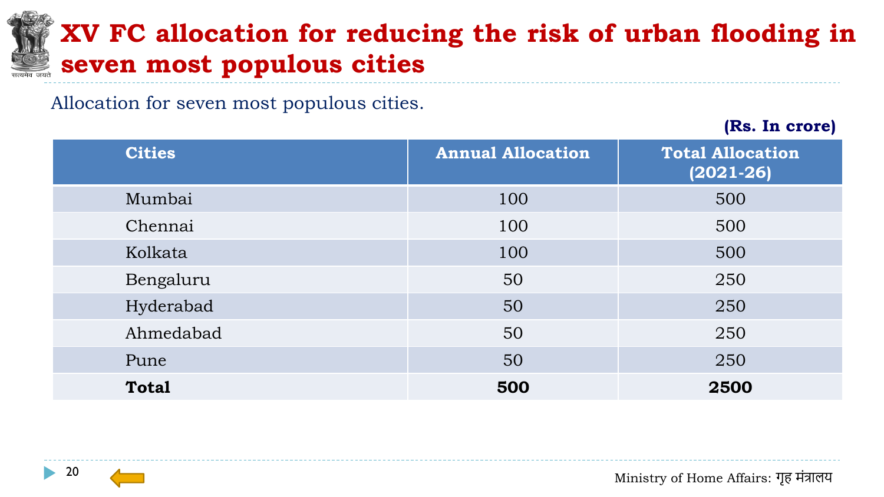# XV FC allocation for reducing the risk of urban flooding in seven most populous cities

Allocation for seven most populous cities.

**(Rs. In crore)**

| Cities | Annual Allocation | Total Allocation (2021-26) |
|---|---|---|
| Mumbai | 100 | 500 |
| Chennai | 100 | 500 |
| Kolkata | 100 | 500 |
| Bengaluru | 50 | 250 |
| Hyderabad | 50 | 250 |
| Ahmedabad | 50 | 250 |
| Pune | 50 | 250 |
| **Total** | **500** | **2500** |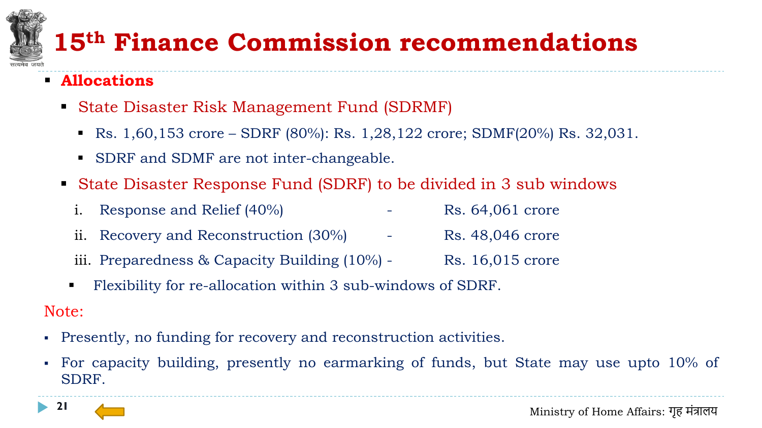# 15th Finance Commission recommendations

- **Allocations**
  - State Disaster Risk Management Fund (SDRMF)
    - Rs. 1,60,153 crore – SDRF (80%): Rs. 1,28,122 crore; SDMF(20%) Rs. 32,031.
    - SDRF and SDMF are not inter-changeable.
  - State Disaster Response Fund (SDRF) to be divided in 3 sub windows

    i. Response and Relief (40%) - Rs. 64,061 crore

    ii. Recovery and Reconstruction (30%) - Rs. 48,046 crore

    iii. Preparedness & Capacity Building (10%) - Rs. 16,015 crore

    - Flexibility for re-allocation within 3 sub-windows of SDRF.

Note:

- Presently, no funding for recovery and reconstruction activities.
- For capacity building, presently no earmarking of funds, but State may use upto 10% of SDRF.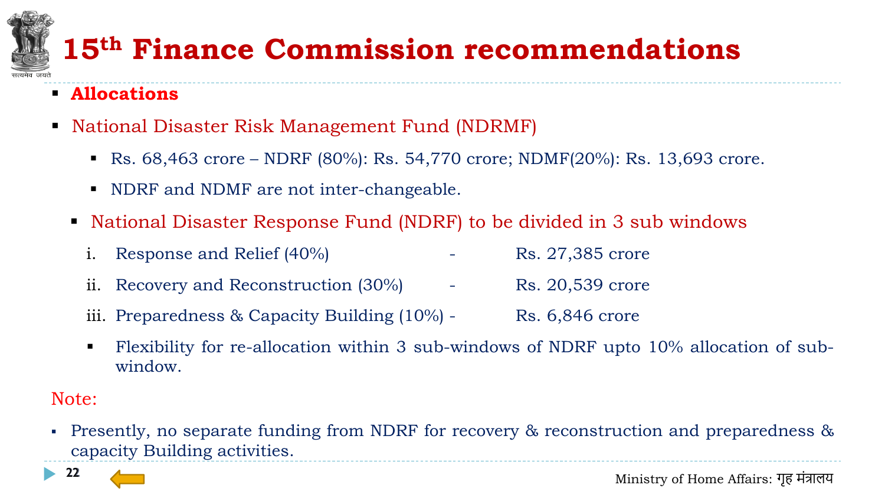# 15th Finance Commission recommendations

- **Allocations**
- National Disaster Risk Management Fund (NDRMF)
  - Rs. 68,463 crore – NDRF (80%): Rs. 54,770 crore; NDMF(20%): Rs. 13,693 crore.
  - NDRF and NDMF are not inter-changeable.
  - National Disaster Response Fund (NDRF) to be divided in 3 sub windows
    1. Response and Relief (40%) - Rs. 27,385 crore
    2. Recovery and Reconstruction (30%) - Rs. 20,539 crore
    3. Preparedness & Capacity Building (10%) - Rs. 6,846 crore
  - Flexibility for re-allocation within 3 sub-windows of NDRF upto 10% allocation of sub-window.

Note:

- Presently, no separate funding from NDRF for recovery & reconstruction and preparedness & capacity Building activities.

Ministry of Home Affairs: गृह मंत्रालय